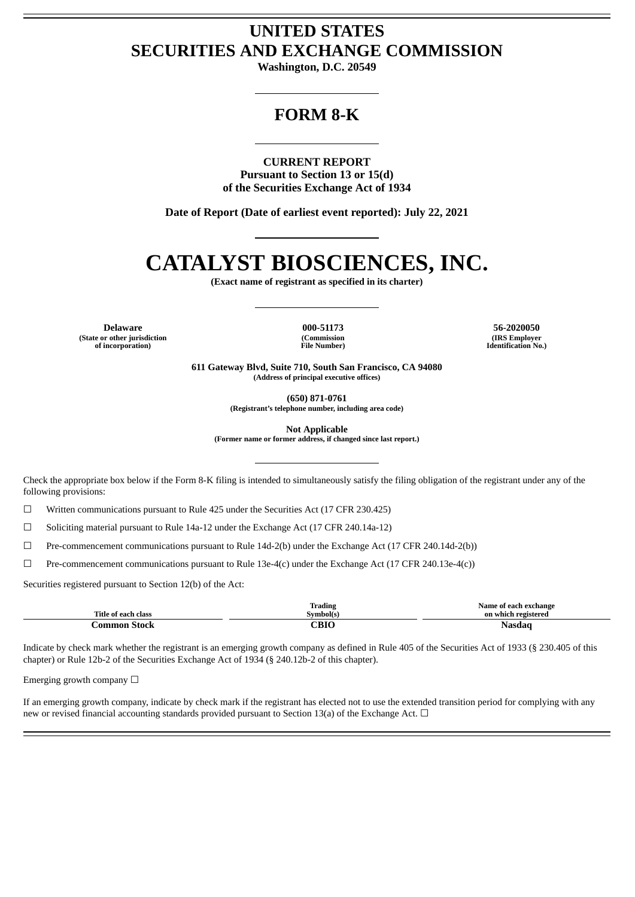# UNITED STATES
# SECURITIES AND EXCHANGE COMMISSION

**Washington, D.C. 20549**

## FORM 8-K

**CURRENT REPORT**
**Pursuant to Section 13 or 15(d)**
**of the Securities Exchange Act of 1934**

**Date of Report (Date of earliest event reported): July 22, 2021**

# CATALYST BIOSCIENCES, INC.

**(Exact name of registrant as specified in its charter)**

| Delaware | 000-51173 | 56-2020050 |
|---|---|---|
| (State or other jurisdiction of incorporation) | (Commission File Number) | (IRS Employer Identification No.) |

**611 Gateway Blvd, Suite 710, South San Francisco, CA 94080**
**(Address of principal executive offices)**

**(650) 871-0761**
**(Registrant's telephone number, including area code)**

**Not Applicable**
**(Former name or former address, if changed since last report.)**

Check the appropriate box below if the Form 8-K filing is intended to simultaneously satisfy the filing obligation of the registrant under any of the following provisions:

☐ Written communications pursuant to Rule 425 under the Securities Act (17 CFR 230.425)

☐ Soliciting material pursuant to Rule 14a-12 under the Exchange Act (17 CFR 240.14a-12)

☐ Pre-commencement communications pursuant to Rule 14d-2(b) under the Exchange Act (17 CFR 240.14d-2(b))

☐ Pre-commencement communications pursuant to Rule 13e-4(c) under the Exchange Act (17 CFR 240.13e-4(c))

Securities registered pursuant to Section 12(b) of the Act:

| Title of each class | Trading Symbol(s) | Name of each exchange on which registered |
|---|---|---|
| **Common Stock** | **CBIO** | **Nasdaq** |

Indicate by check mark whether the registrant is an emerging growth company as defined in Rule 405 of the Securities Act of 1933 (§ 230.405 of this chapter) or Rule 12b-2 of the Securities Exchange Act of 1934 (§ 240.12b-2 of this chapter).

Emerging growth company ☐

If an emerging growth company, indicate by check mark if the registrant has elected not to use the extended transition period for complying with any new or revised financial accounting standards provided pursuant to Section 13(a) of the Exchange Act. ☐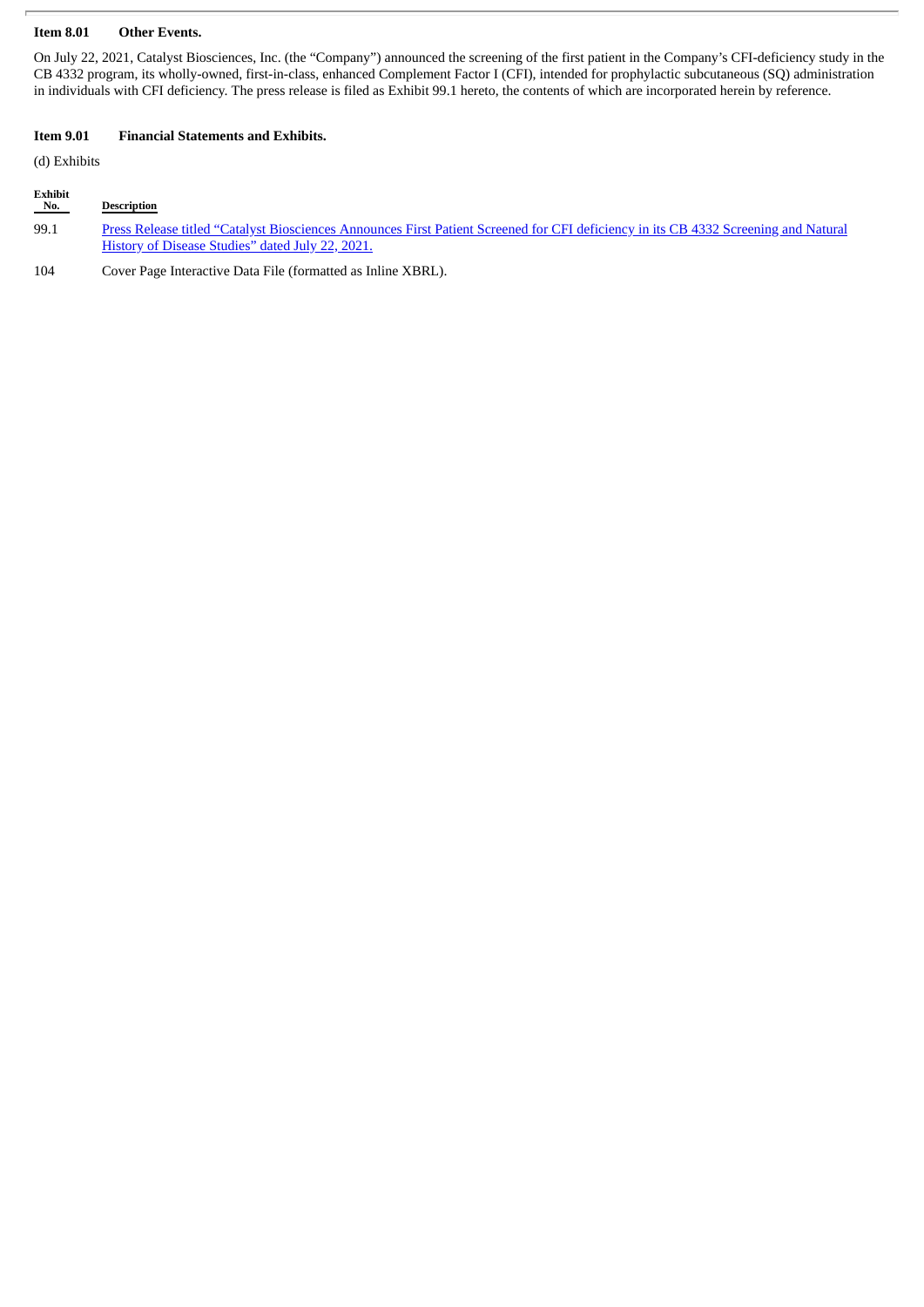**Item 8.01 Other Events.**

On July 22, 2021, Catalyst Biosciences, Inc. (the "Company") announced the screening of the first patient in the Company's CFI-deficiency study in the CB 4332 program, its wholly-owned, first-in-class, enhanced Complement Factor I (CFI), intended for prophylactic subcutaneous (SQ) administration in individuals with CFI deficiency. The press release is filed as Exhibit 99.1 hereto, the contents of which are incorporated herein by reference.

**Item 9.01 Financial Statements and Exhibits.**

(d) Exhibits

| Exhibit No. | Description |
|---|---|
| 99.1 | Press Release titled "Catalyst Biosciences Announces First Patient Screened for CFI deficiency in its CB 4332 Screening and Natural History of Disease Studies" dated July 22, 2021. |
| 104 | Cover Page Interactive Data File (formatted as Inline XBRL). |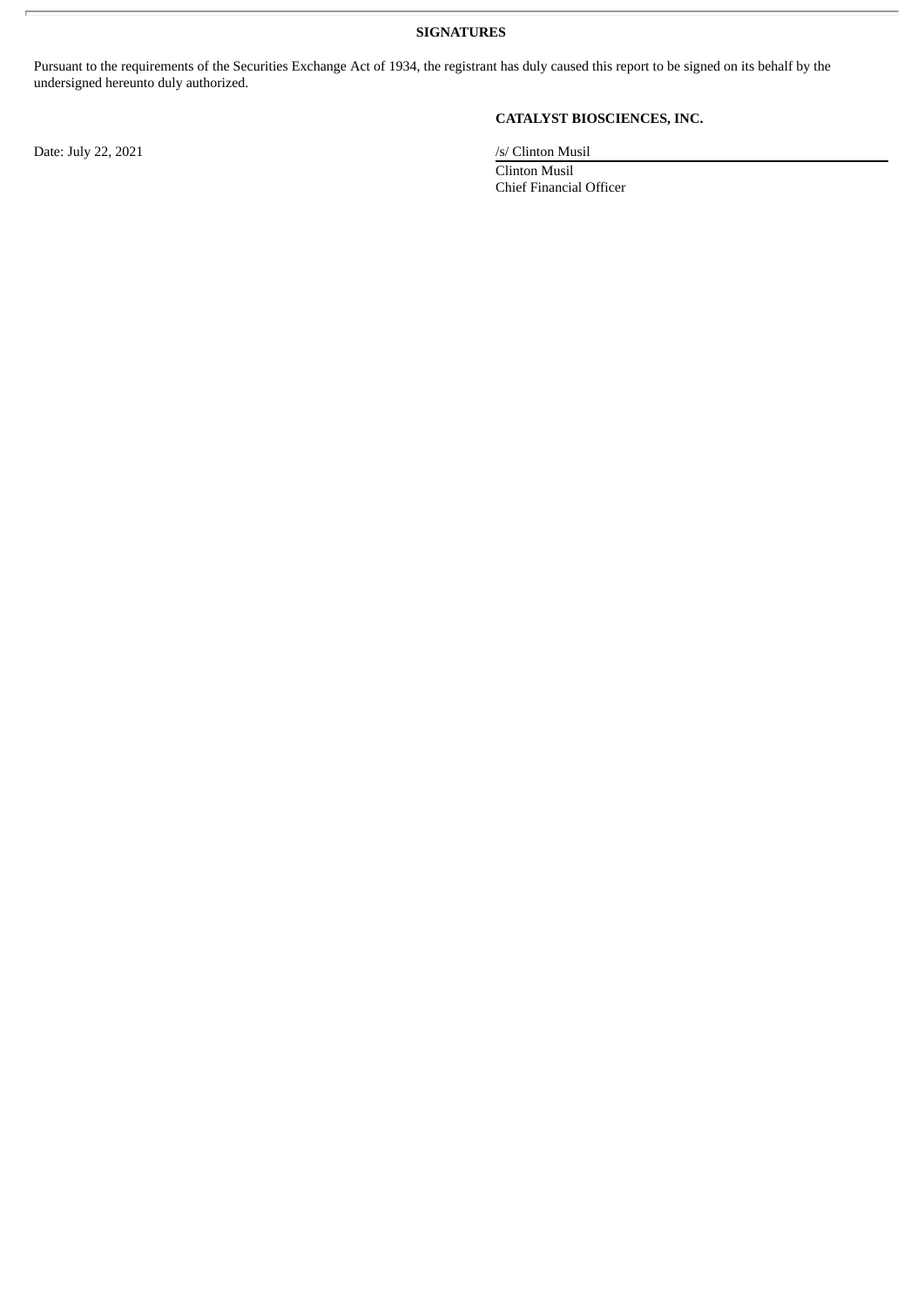**SIGNATURES**

Pursuant to the requirements of the Securities Exchange Act of 1934, the registrant has duly caused this report to be signed on its behalf by the undersigned hereunto duly authorized.

**CATALYST BIOSCIENCES, INC.**

Date: July 22, 2021

/s/ Clinton Musil

Clinton Musil
Chief Financial Officer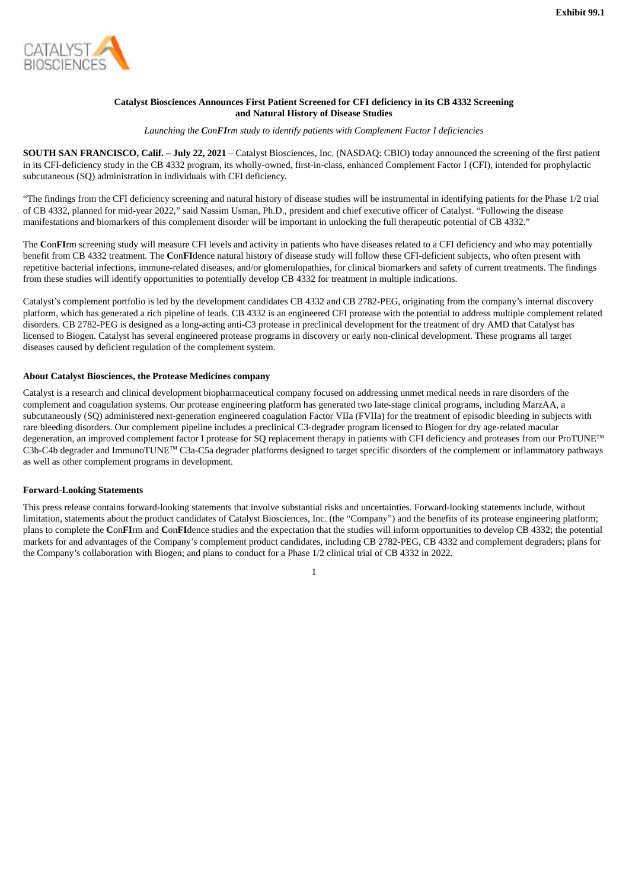Exhibit 99.1

CATALYST BIOSCIENCES

**Catalyst Biosciences Announces First Patient Screened for CFI deficiency in its CB 4332 Screening and Natural History of Disease Studies**

*Launching the* ***C****on****FI****rm study to identify patients with Complement Factor I deficiencies*

**SOUTH SAN FRANCISCO, Calif. – July 22, 2021** – Catalyst Biosciences, Inc. (NASDAQ: CBIO) today announced the screening of the first patient in its CFI-deficiency study in the CB 4332 program, its wholly-owned, first-in-class, enhanced Complement Factor I (CFI), intended for prophylactic subcutaneous (SQ) administration in individuals with CFI deficiency.

"The findings from the CFI deficiency screening and natural history of disease studies will be instrumental in identifying patients for the Phase 1/2 trial of CB 4332, planned for mid-year 2022," said Nassim Usman, Ph.D., president and chief executive officer of Catalyst. "Following the disease manifestations and biomarkers of this complement disorder will be important in unlocking the full therapeutic potential of CB 4332."

The **C**on**FI**rm screening study will measure CFI levels and activity in patients who have diseases related to a CFI deficiency and who may potentially benefit from CB 4332 treatment. The **C**on**FI**dence natural history of disease study will follow these CFI-deficient subjects, who often present with repetitive bacterial infections, immune-related diseases, and/or glomerulopathies, for clinical biomarkers and safety of current treatments. The findings from these studies will identify opportunities to potentially develop CB 4332 for treatment in multiple indications.

Catalyst's complement portfolio is led by the development candidates CB 4332 and CB 2782-PEG, originating from the company's internal discovery platform, which has generated a rich pipeline of leads. CB 4332 is an engineered CFI protease with the potential to address multiple complement related disorders. CB 2782-PEG is designed as a long-acting anti-C3 protease in preclinical development for the treatment of dry AMD that Catalyst has licensed to Biogen. Catalyst has several engineered protease programs in discovery or early non-clinical development. These programs all target diseases caused by deficient regulation of the complement system.

**About Catalyst Biosciences, the Protease Medicines company**

Catalyst is a research and clinical development biopharmaceutical company focused on addressing unmet medical needs in rare disorders of the complement and coagulation systems. Our protease engineering platform has generated two late-stage clinical programs, including MarzAA, a subcutaneously (SQ) administered next-generation engineered coagulation Factor VIIa (FVIIa) for the treatment of episodic bleeding in subjects with rare bleeding disorders. Our complement pipeline includes a preclinical C3-degrader program licensed to Biogen for dry age-related macular degeneration, an improved complement factor I protease for SQ replacement therapy in patients with CFI deficiency and proteases from our ProTUNE™ C3b-C4b degrader and ImmunoTUNE™ C3a-C5a degrader platforms designed to target specific disorders of the complement or inflammatory pathways as well as other complement programs in development.

**Forward-Looking Statements**

This press release contains forward-looking statements that involve substantial risks and uncertainties. Forward-looking statements include, without limitation, statements about the product candidates of Catalyst Biosciences, Inc. (the "Company") and the benefits of its protease engineering platform; plans to complete the **C**on**FI**rm and **C**on**FI**dence studies and the expectation that the studies will inform opportunities to develop CB 4332; the potential markets for and advantages of the Company's complement product candidates, including CB 2782-PEG, CB 4332 and complement degraders; plans for the Company's collaboration with Biogen; and plans to conduct for a Phase 1/2 clinical trial of CB 4332 in 2022.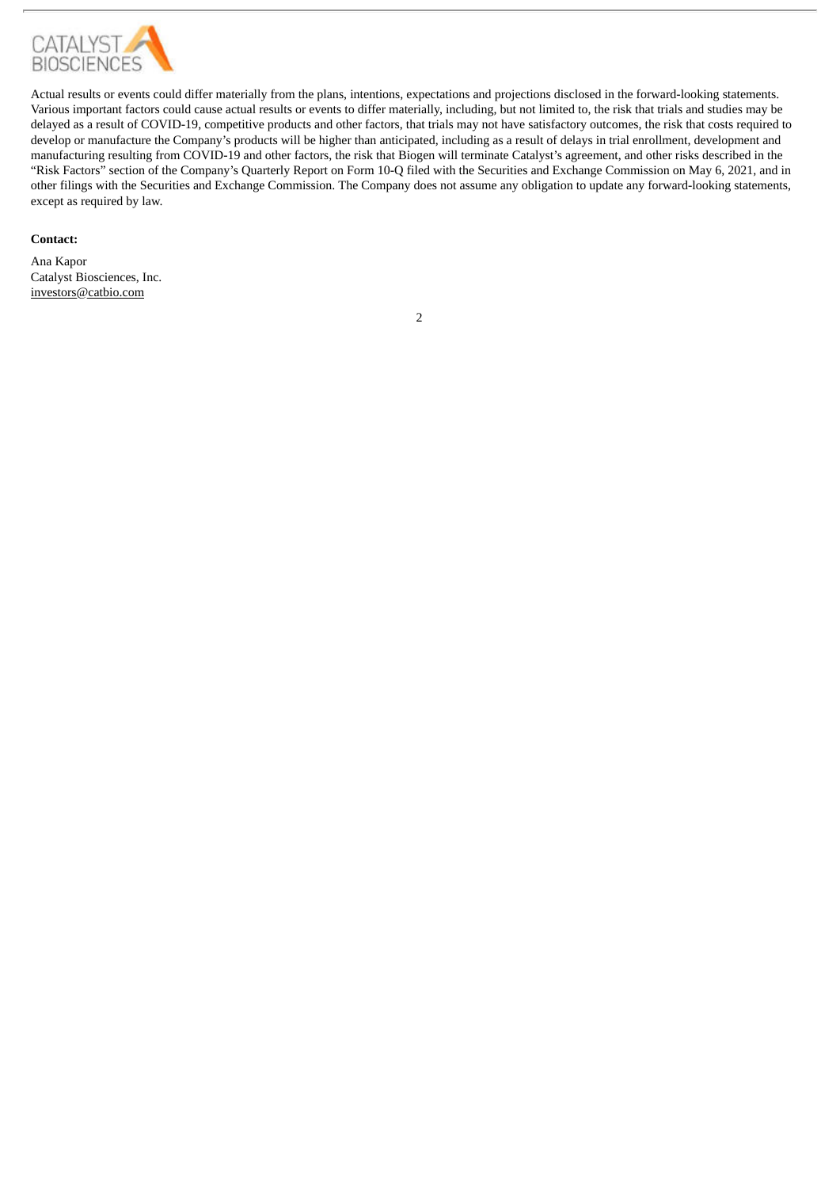Actual results or events could differ materially from the plans, intentions, expectations and projections disclosed in the forward-looking statements. Various important factors could cause actual results or events to differ materially, including, but not limited to, the risk that trials and studies may be delayed as a result of COVID-19, competitive products and other factors, that trials may not have satisfactory outcomes, the risk that costs required to develop or manufacture the Company's products will be higher than anticipated, including as a result of delays in trial enrollment, development and manufacturing resulting from COVID-19 and other factors, the risk that Biogen will terminate Catalyst's agreement, and other risks described in the "Risk Factors" section of the Company's Quarterly Report on Form 10-Q filed with the Securities and Exchange Commission on May 6, 2021, and in other filings with the Securities and Exchange Commission. The Company does not assume any obligation to update any forward-looking statements, except as required by law.

**Contact:**

Ana Kapor
Catalyst Biosciences, Inc.
investors@catbio.com